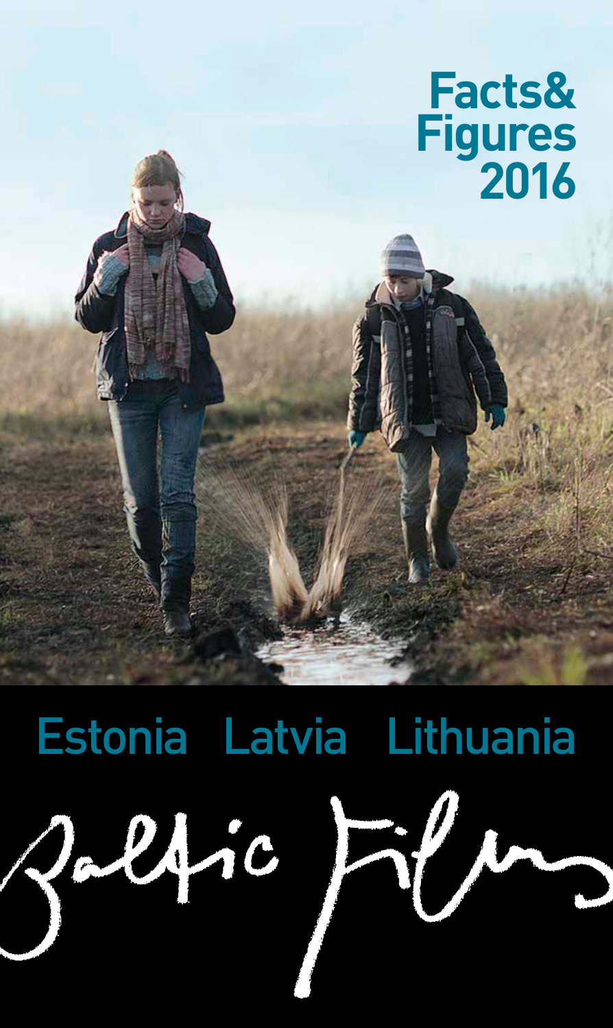# Facts& Figures 2016

Estonia Latvia Lithuania

Baltic Films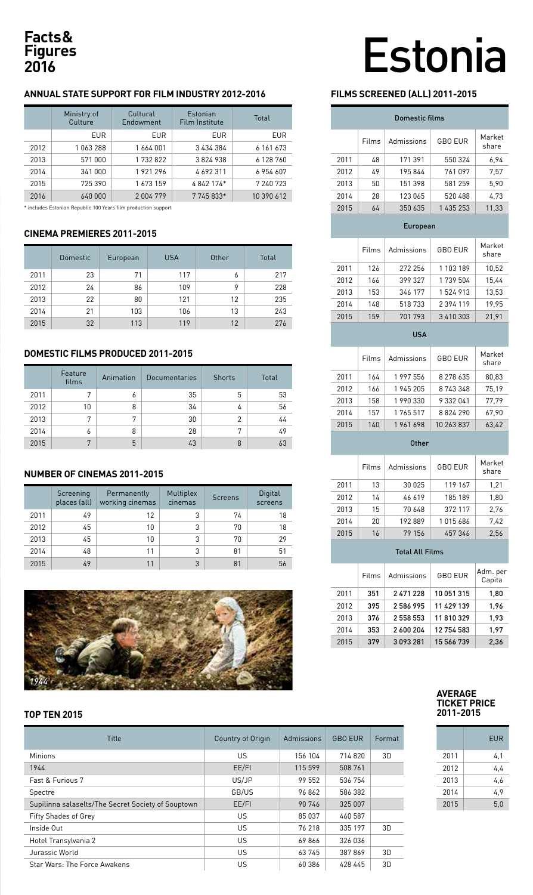# Facts & Figures 2016

# Estonia

## ANNUAL STATE SUPPORT FOR FILM INDUSTRY 2012-2016

| | Ministry of Culture | Cultural Endowment | Estonian Film Institute | Total |
|---|---|---|---|---|
| | EUR | EUR | EUR | EUR |
| 2012 | 1 063 288 | 1 664 001 | 3 434 384 | 6 161 673 |
| 2013 | 571 000 | 1 732 822 | 3 824 938 | 6 128 760 |
| 2014 | 341 000 | 1 921 296 | 4 692 311 | 6 954 607 |
| 2015 | 725 390 | 1 673 159 | 4 842 174* | 7 240 723 |
| 2016 | 640 000 | 2 004 779 | 7 745 833* | 10 390 612 |

* includes Estonian Republic 100 Years film production support

## CINEMA PREMIERES 2011-2015

| | Domestic | European | USA | Other | Total |
|---|---|---|---|---|---|
| 2011 | 23 | 71 | 117 | 6 | 217 |
| 2012 | 24 | 86 | 109 | 9 | 228 |
| 2013 | 22 | 80 | 121 | 12 | 235 |
| 2014 | 21 | 103 | 106 | 13 | 243 |
| 2015 | 32 | 113 | 119 | 12 | 276 |

## DOMESTIC FILMS PRODUCED 2011-2015

| | Feature films | Animation | Documentaries | Shorts | Total |
|---|---|---|---|---|---|
| 2011 | 7 | 6 | 35 | 5 | 53 |
| 2012 | 10 | 8 | 34 | 4 | 56 |
| 2013 | 7 | 7 | 30 | 2 | 44 |
| 2014 | 6 | 8 | 28 | 7 | 49 |
| 2015 | 7 | 5 | 43 | 8 | 63 |

## NUMBER OF CINEMAS 2011-2015

| | Screening places (all) | Permanently working cinemas | Multiplex cinemas | Screens | Digital screens |
|---|---|---|---|---|---|
| 2011 | 49 | 12 | 3 | 74 | 18 |
| 2012 | 45 | 10 | 3 | 70 | 18 |
| 2013 | 45 | 10 | 3 | 70 | 29 |
| 2014 | 48 | 11 | 3 | 81 | 51 |
| 2015 | 49 | 11 | 3 | 81 | 56 |

*1944*

## FILMS SCREENED (ALL) 2011-2015

### Domestic films

| | Films | Admissions | GBO EUR | Market share |
|---|---|---|---|---|
| 2011 | 48 | 171 391 | 550 324 | 6,94 |
| 2012 | 49 | 195 844 | 761 097 | 7,57 |
| 2013 | 50 | 151 398 | 581 259 | 5,90 |
| 2014 | 28 | 123 065 | 520 488 | 4,73 |
| 2015 | 64 | 350 635 | 1 435 253 | 11,33 |

### European

| | Films | Admissions | GBO EUR | Market share |
|---|---|---|---|---|
| 2011 | 126 | 272 256 | 1 103 189 | 10,52 |
| 2012 | 166 | 399 327 | 1 739 504 | 15,44 |
| 2013 | 153 | 346 177 | 1 524 913 | 13,53 |
| 2014 | 148 | 518 733 | 2 394 119 | 19,95 |
| 2015 | 159 | 701 793 | 3 410 303 | 21,91 |

### USA

| | Films | Admissions | GBO EUR | Market share |
|---|---|---|---|---|
| 2011 | 164 | 1 997 556 | 8 278 635 | 80,83 |
| 2012 | 166 | 1 945 205 | 8 743 348 | 75,19 |
| 2013 | 158 | 1 990 330 | 9 332 041 | 77,79 |
| 2014 | 157 | 1 765 517 | 8 824 290 | 67,90 |
| 2015 | 140 | 1 961 698 | 10 263 837 | 63,42 |

### Other

| | Films | Admissions | GBO EUR | Market share |
|---|---|---|---|---|
| 2011 | 13 | 30 025 | 119 167 | 1,21 |
| 2012 | 14 | 46 619 | 185 189 | 1,80 |
| 2013 | 15 | 70 648 | 372 117 | 2,76 |
| 2014 | 20 | 192 889 | 1 015 686 | 7,42 |
| 2015 | 16 | 79 156 | 457 346 | 2,56 |

### Total All Films

| | Films | Admissions | GBO EUR | Adm. per Capita |
|---|---|---|---|---|
| 2011 | 351 | 2 471 228 | 10 051 315 | 1,80 |
| 2012 | 395 | 2 586 995 | 11 429 139 | 1,96 |
| 2013 | 376 | 2 558 553 | 11 810 329 | 1,93 |
| 2014 | 353 | 2 600 204 | 12 754 583 | 1,97 |
| 2015 | 379 | 3 093 281 | 15 566 739 | 2,36 |

## TOP TEN 2015

| Title | Country of Origin | Admissions | GBO EUR | Format |
|---|---|---|---|---|
| Minions | US | 156 104 | 714 820 | 3D |
| 1944 | EE/FI | 115 599 | 508 761 | |
| Fast & Furious 7 | US/JP | 99 552 | 536 754 | |
| Spectre | GB/US | 96 862 | 586 382 | |
| Supilinna salaselts/The Secret Society of Souptown | EE/FI | 90 746 | 325 007 | |
| Fifty Shades of Grey | US | 85 037 | 460 587 | |
| Inside Out | US | 76 218 | 335 197 | 3D |
| Hotel Transylvania 2 | US | 69 866 | 326 036 | |
| Jurassic World | US | 63 745 | 387 869 | 3D |
| Star Wars: The Force Awakens | US | 60 386 | 428 445 | 3D |

## AVERAGE TICKET PRICE 2011-2015

| | EUR |
|---|---|
| 2011 | 4,1 |
| 2012 | 4,4 |
| 2013 | 4,6 |
| 2014 | 4,9 |
| 2015 | 5,0 |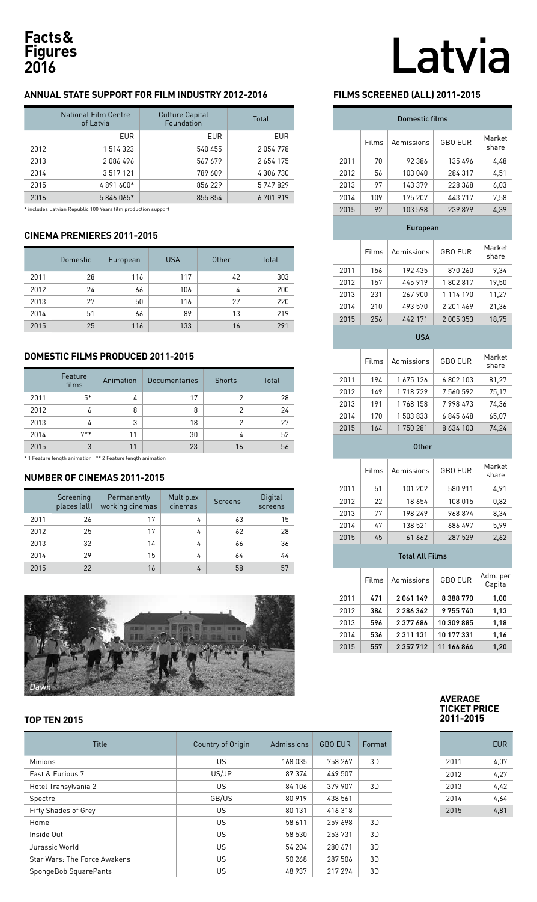# Facts & Figures 2016

# Latvia

## ANNUAL STATE SUPPORT FOR FILM INDUSTRY 2012-2016

| | National Film Centre of Latvia | Culture Capital Foundation | Total |
|---|---|---|---|
| | EUR | EUR | EUR |
| 2012 | 1 514 323 | 540 455 | 2 054 778 |
| 2013 | 2 086 496 | 567 679 | 2 654 175 |
| 2014 | 3 517 121 | 789 609 | 4 306 730 |
| 2015 | 4 891 600* | 856 229 | 5 747 829 |
| 2016 | 5 846 065* | 855 854 | 6 701 919 |

* includes Latvian Republic 100 Years film production support

## CINEMA PREMIERES 2011-2015

| | Domestic | European | USA | Other | Total |
|---|---|---|---|---|---|
| 2011 | 28 | 116 | 117 | 42 | 303 |
| 2012 | 24 | 66 | 106 | 4 | 200 |
| 2013 | 27 | 50 | 116 | 27 | 220 |
| 2014 | 51 | 66 | 89 | 13 | 219 |
| 2015 | 25 | 116 | 133 | 16 | 291 |

## DOMESTIC FILMS PRODUCED 2011-2015

| | Feature films | Animation | Documentaries | Shorts | Total |
|---|---|---|---|---|---|
| 2011 | 5* | 4 | 17 | 2 | 28 |
| 2012 | 6 | 8 | 8 | 2 | 24 |
| 2013 | 4 | 3 | 18 | 2 | 27 |
| 2014 | 7** | 11 | 30 | 4 | 52 |
| 2015 | 3 | 11 | 23 | 16 | 56 |

* 1 Feature length animation ** 2 Feature length animation

## NUMBER OF CINEMAS 2011-2015

| | Screening places (all) | Permanently working cinemas | Multiplex cinemas | Screens | Digital screens |
|---|---|---|---|---|---|
| 2011 | 26 | 17 | 4 | 63 | 15 |
| 2012 | 25 | 17 | 4 | 62 | 28 |
| 2013 | 32 | 14 | 4 | 66 | 36 |
| 2014 | 29 | 15 | 4 | 64 | 44 |
| 2015 | 22 | 16 | 4 | 58 | 57 |

*Dawn*

## FILMS SCREENED (ALL) 2011-2015

**Domestic films**

| | Films | Admissions | GBO EUR | Market share |
|---|---|---|---|---|
| 2011 | 70 | 92 386 | 135 496 | 4,48 |
| 2012 | 56 | 103 040 | 284 317 | 4,51 |
| 2013 | 97 | 143 379 | 228 368 | 6,03 |
| 2014 | 109 | 175 207 | 443 717 | 7,58 |
| 2015 | 92 | 103 598 | 239 879 | 4,39 |

**European**

| | Films | Admissions | GBO EUR | Market share |
|---|---|---|---|---|
| 2011 | 156 | 192 435 | 870 260 | 9,34 |
| 2012 | 157 | 445 919 | 1 802 817 | 19,50 |
| 2013 | 231 | 267 900 | 1 114 170 | 11,27 |
| 2014 | 210 | 493 570 | 2 201 469 | 21,36 |
| 2015 | 256 | 442 171 | 2 005 353 | 18,75 |

**USA**

| | Films | Admissions | GBO EUR | Market share |
|---|---|---|---|---|
| 2011 | 194 | 1 675 126 | 6 802 103 | 81,27 |
| 2012 | 149 | 1 718 729 | 7 560 592 | 75,17 |
| 2013 | 191 | 1 768 158 | 7 998 473 | 74,36 |
| 2014 | 170 | 1 503 833 | 6 845 648 | 65,07 |
| 2015 | 164 | 1 750 281 | 8 634 103 | 74,24 |

**Other**

| | Films | Admissions | GBO EUR | Market share |
|---|---|---|---|---|
| 2011 | 51 | 101 202 | 580 911 | 4,91 |
| 2012 | 22 | 18 654 | 108 015 | 0,82 |
| 2013 | 77 | 198 249 | 968 874 | 8,34 |
| 2014 | 47 | 138 521 | 686 497 | 5,99 |
| 2015 | 45 | 61 662 | 287 529 | 2,62 |

**Total All Films**

| | Films | Admissions | GBO EUR | Adm. per Capita |
|---|---|---|---|---|
| 2011 | **471** | **2 061 149** | **8 388 770** | **1,00** |
| 2012 | **384** | **2 286 342** | **9 755 740** | **1,13** |
| 2013 | **596** | **2 377 686** | **10 309 885** | **1,18** |
| 2014 | **536** | **2 311 131** | **10 177 331** | **1,16** |
| 2015 | **557** | **2 357 712** | **11 166 864** | **1,20** |

## TOP TEN 2015

| Title | Country of Origin | Admissions | GBO EUR | Format |
|---|---|---|---|---|
| Minions | US | 168 035 | 758 267 | 3D |
| Fast & Furious 7 | US/JP | 87 374 | 449 507 | |
| Hotel Transylvania 2 | US | 84 106 | 379 907 | 3D |
| Spectre | GB/US | 80 919 | 438 561 | |
| Fifty Shades of Grey | US | 80 131 | 416 318 | |
| Home | US | 58 611 | 259 698 | 3D |
| Inside Out | US | 58 530 | 253 731 | 3D |
| Jurassic World | US | 54 204 | 280 671 | 3D |
| Star Wars: The Force Awakens | US | 50 268 | 287 506 | 3D |
| SpongeBob SquarePants | US | 48 937 | 217 294 | 3D |

## AVERAGE TICKET PRICE 2011-2015

| | EUR |
|---|---|
| 2011 | 4,07 |
| 2012 | 4,27 |
| 2013 | 4,42 |
| 2014 | 4,64 |
| 2015 | 4,81 |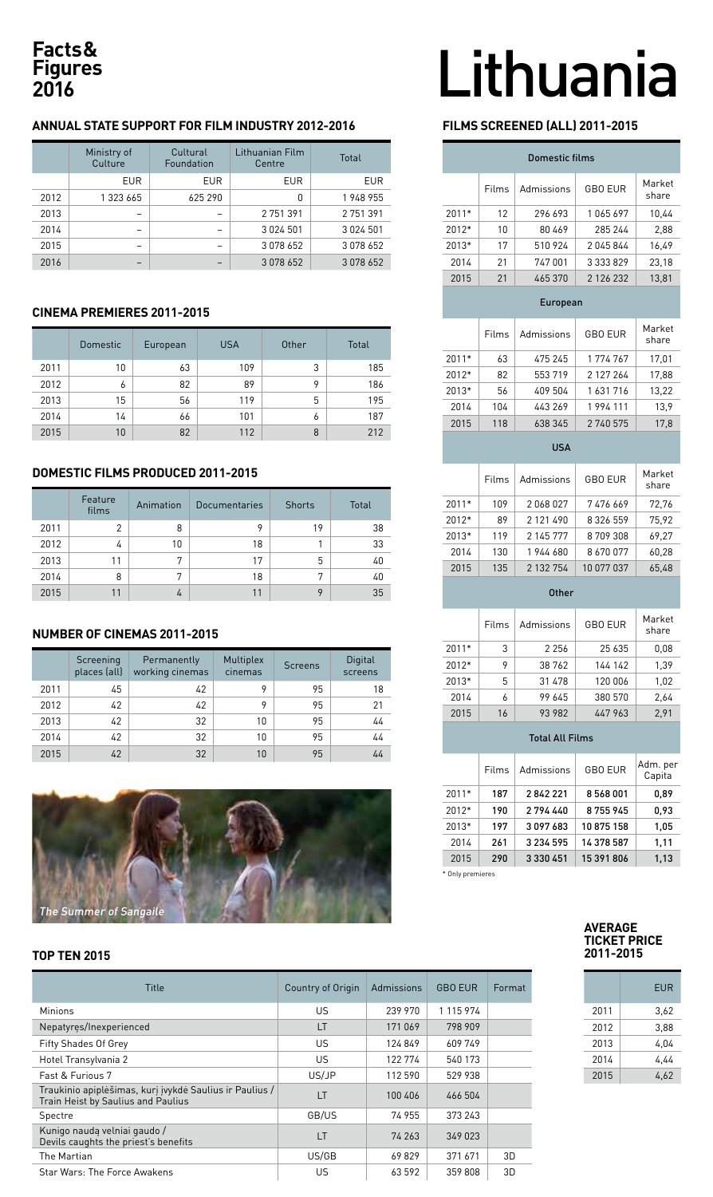# Facts & Figures 2016

# Lithuania

## ANNUAL STATE SUPPORT FOR FILM INDUSTRY 2012-2016

| | Ministry of Culture | Cultural Foundation | Lithuanian Film Centre | Total |
|---|---|---|---|---|
| | EUR | EUR | EUR | EUR |
| 2012 | 1 323 665 | 625 290 | 0 | 1 948 955 |
| 2013 | – | – | 2 751 391 | 2 751 391 |
| 2014 | – | – | 3 024 501 | 3 024 501 |
| 2015 | – | – | 3 078 652 | 3 078 652 |
| 2016 | – | – | 3 078 652 | 3 078 652 |

## CINEMA PREMIERES 2011-2015

| | Domestic | European | USA | Other | Total |
|---|---|---|---|---|---|
| 2011 | 10 | 63 | 109 | 3 | 185 |
| 2012 | 6 | 82 | 89 | 9 | 186 |
| 2013 | 15 | 56 | 119 | 5 | 195 |
| 2014 | 14 | 66 | 101 | 6 | 187 |
| 2015 | 10 | 82 | 112 | 8 | 212 |

## DOMESTIC FILMS PRODUCED 2011-2015

| | Feature films | Animation | Documentaries | Shorts | Total |
|---|---|---|---|---|---|
| 2011 | 2 | 8 | 9 | 19 | 38 |
| 2012 | 4 | 10 | 18 | 1 | 33 |
| 2013 | 11 | 7 | 17 | 5 | 40 |
| 2014 | 8 | 7 | 18 | 7 | 40 |
| 2015 | 11 | 4 | 11 | 9 | 35 |

## NUMBER OF CINEMAS 2011-2015

| | Screening places (all) | Permanently working cinemas | Multiplex cinemas | Screens | Digital screens |
|---|---|---|---|---|---|
| 2011 | 45 | 42 | 9 | 95 | 18 |
| 2012 | 42 | 42 | 9 | 95 | 21 |
| 2013 | 42 | 32 | 10 | 95 | 44 |
| 2014 | 42 | 32 | 10 | 95 | 44 |
| 2015 | 42 | 32 | 10 | 95 | 44 |

*The Summer of Sangaile*

## FILMS SCREENED (ALL) 2011-2015

| Domestic films | | | | |
|---|---|---|---|---|
| | Films | Admissions | GBO EUR | Market share |
| 2011* | 12 | 296 693 | 1 065 697 | 10,44 |
| 2012* | 10 | 80 469 | 285 244 | 2,88 |
| 2013* | 17 | 510 924 | 2 045 844 | 16,49 |
| 2014 | 21 | 747 001 | 3 333 829 | 23,18 |
| 2015 | 21 | 465 370 | 2 126 232 | 13,81 |
| **European** | | | | |
| | Films | Admissions | GBO EUR | Market share |
| 2011* | 63 | 475 245 | 1 774 767 | 17,01 |
| 2012* | 82 | 553 719 | 2 127 264 | 17,88 |
| 2013* | 56 | 409 504 | 1 631 716 | 13,22 |
| 2014 | 104 | 443 269 | 1 994 111 | 13,9 |
| 2015 | 118 | 638 345 | 2 740 575 | 17,8 |
| **USA** | | | | |
| | Films | Admissions | GBO EUR | Market share |
| 2011* | 109 | 2 068 027 | 7 476 669 | 72,76 |
| 2012* | 89 | 2 121 490 | 8 326 559 | 75,92 |
| 2013* | 119 | 2 145 777 | 8 709 308 | 69,27 |
| 2014 | 130 | 1 944 680 | 8 670 077 | 60,28 |
| 2015 | 135 | 2 132 754 | 10 077 037 | 65,48 |
| **Other** | | | | |
| | Films | Admissions | GBO EUR | Market share |
| 2011* | 3 | 2 256 | 25 635 | 0,08 |
| 2012* | 9 | 38 762 | 144 142 | 1,39 |
| 2013* | 5 | 31 478 | 120 006 | 1,02 |
| 2014 | 6 | 99 645 | 380 570 | 2,64 |
| 2015 | 16 | 93 982 | 447 963 | 2,91 |
| **Total All Films** | | | | |
| | Films | Admissions | GBO EUR | Adm. per Capita |
| 2011* | **187** | **2 842 221** | **8 568 001** | **0,89** |
| 2012* | **190** | **2 794 440** | **8 755 945** | **0,93** |
| 2013* | **197** | **3 097 683** | **10 875 158** | **1,05** |
| 2014 | **261** | **3 234 595** | **14 378 587** | **1,11** |
| 2015 | **290** | **3 330 451** | **15 391 806** | **1,13** |

\* Only premieres

## AVERAGE TICKET PRICE 2011-2015

| | EUR |
|---|---|
| 2011 | 3,62 |
| 2012 | 3,88 |
| 2013 | 4,04 |
| 2014 | 4,44 |
| 2015 | 4,62 |

## TOP TEN 2015

| Title | Country of Origin | Admissions | GBO EUR | Format |
|---|---|---|---|---|
| Minions | US | 239 970 | 1 115 974 | |
| Nepatyręs/Inexperienced | LT | 171 069 | 798 909 | |
| Fifty Shades Of Grey | US | 124 849 | 609 749 | |
| Hotel Transylvania 2 | US | 122 774 | 540 173 | |
| Fast & Furious 7 | US/JP | 112 590 | 529 938 | |
| Traukinio apiplėšimas, kurį įvykdė Saulius ir Paulius / Train Heist by Saulius and Paulius | LT | 100 406 | 466 504 | |
| Spectre | GB/US | 74 955 | 373 243 | |
| Kunigo naudą velniai gaudo / Devils caughts the priest's benefits | LT | 74 263 | 349 023 | |
| The Martian | US/GB | 69 829 | 371 671 | 3D |
| Star Wars: The Force Awakens | US | 63 592 | 359 808 | 3D |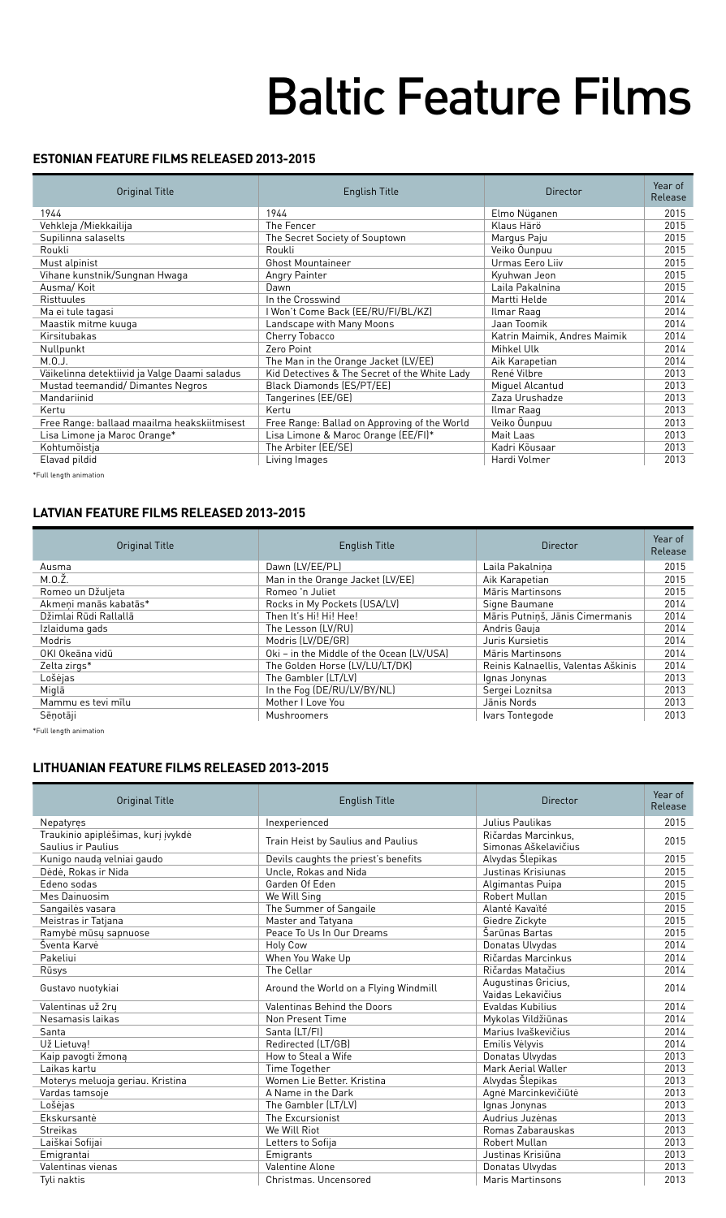# Baltic Feature Films

### ESTONIAN FEATURE FILMS RELEASED 2013-2015

| Original Title | English Title | Director | Year of Release |
|---|---|---|---|
| 1944 | 1944 | Elmo Nüganen | 2015 |
| Vehkleja /Miekkailija | The Fencer | Klaus Härö | 2015 |
| Supilinna salaselts | The Secret Society of Souptown | Margus Paju | 2015 |
| Roukli | Roukli | Veiko Õunpuu | 2015 |
| Must alpinist | Ghost Mountaineer | Urmas Eero Liiv | 2015 |
| Vihane kunstnik/Sungnan Hwaga | Angry Painter | Kyuhwan Jeon | 2015 |
| Ausma/ Koit | Dawn | Laila Pakalnina | 2015 |
| Risttuules | In the Crosswind | Martti Helde | 2014 |
| Ma ei tule tagasi | I Won't Come Back (EE/RU/FI/BL/KZ) | Ilmar Raag | 2014 |
| Maastik mitme kuuga | Landscape with Many Moons | Jaan Toomik | 2014 |
| Kirsitubakas | Cherry Tobacco | Katrin Maimik, Andres Maimik | 2014 |
| Nullpunkt | Zero Point | Mihkel Ulk | 2014 |
| M.O.J. | The Man in the Orange Jacket (LV/EE) | Aik Karapetian | 2014 |
| Väikelinna detektiivid ja Valge Daami saladus | Kid Detectives & The Secret of the White Lady | René Vilbre | 2013 |
| Mustad teemandid/ Dimantes Negros | Black Diamonds (ES/PT/EE) | Miguel Alcantud | 2013 |
| Mandariinid | Tangerines (EE/GE) | Zaza Urushadze | 2013 |
| Kertu | Kertu | Ilmar Raag | 2013 |
| Free Range: ballaad maailma heakskiitmisest | Free Range: Ballad on Approving of the World | Veiko Õunpuu | 2013 |
| Lisa Limone ja Maroc Orange* | Lisa Limone & Maroc Orange (EE/FI)* | Mait Laas | 2013 |
| Kohtumõistja | The Arbiter (EE/SE) | Kadri Kõusaar | 2013 |
| Elavad pildid | Living Images | Hardi Volmer | 2013 |

*Full length animation

### LATVIAN FEATURE FILMS RELEASED 2013-2015

| Original Title | English Title | Director | Year of Release |
|---|---|---|---|
| Ausma | Dawn (LV/EE/PL) | Laila Pakalniņa | 2015 |
| M.O.Ž. | Man in the Orange Jacket (LV/EE) | Aik Karapetian | 2015 |
| Romeo un Džuljeta | Romeo 'n Juliet | Māris Martinsons | 2015 |
| Akmeņi manās kabatās* | Rocks in My Pockets (USA/LV) | Signe Baumane | 2014 |
| Džimlai Rūdi Rallallā | Then It's Hi! Hi! Hee! | Māris Putniņš, Jānis Cimermanis | 2014 |
| Izlaiduma gads | The Lesson (LV/RU) | Andris Gauja | 2014 |
| Modris | Modris (LV/DE/GR) | Juris Kursietis | 2014 |
| OKI Okeāna vidū | Oki – in the Middle of the Ocean (LV/USA) | Māris Martinsons | 2014 |
| Zelta zirgs* | The Golden Horse (LV/LU/LT/DK) | Reinis Kalnaellis, Valentas Aškinis | 2014 |
| Lošėjas | The Gambler (LT/LV) | Ignas Jonynas | 2013 |
| Miglā | In the Fog (DE/RU/LV/BY/NL) | Sergei Loznitsa | 2013 |
| Mammu es tevi mīlu | Mother I Love You | Jānis Nords | 2013 |
| Sēņotāji | Mushroomers | Ivars Tontegode | 2013 |

*Full length animation

### LITHUANIAN FEATURE FILMS RELEASED 2013-2015

| Original Title | English Title | Director | Year of Release |
|---|---|---|---|
| Nepatyrės | Inexperienced | Julius Paulikas | 2015 |
| Traukinio apiplėšimas, kurį įvykdė Saulius ir Paulius | Train Heist by Saulius and Paulius | Ričardas Marcinkus, Simonas Aškelavičius | 2015 |
| Kunigo naudą velniai gaudo | Devils caughts the priest's benefits | Alvydas Šlepikas | 2015 |
| Dėdė, Rokas ir Nida | Uncle, Rokas and Nida | Justinas Krisiunas | 2015 |
| Edeno sodas | Garden Of Eden | Algimantas Puipa | 2015 |
| Mes Dainuosim | We Will Sing | Robert Mullan | 2015 |
| Sangailės vasara | The Summer of Sangaile | Alantė Kavaitė | 2015 |
| Meistras ir Tatjana | Master and Tatyana | Giedre Zickyte | 2015 |
| Ramybė mūsų sapnuose | Peace To Us In Our Dreams | Šarūnas Bartas | 2015 |
| Šventa Karvė | Holy Cow | Donatas Ulvydas | 2014 |
| Pakeliui | When You Wake Up | Ričardas Marcinkus | 2014 |
| Rūsys | The Cellar | Ričardas Matačius | 2014 |
| Gustavo nuotykiai | Around the World on a Flying Windmill | Augustinas Gricius, Vaidas Lekavičius | 2014 |
| Valentinas už 2rų | Valentinas Behind the Doors | Evaldas Kubilius | 2014 |
| Nesamasis laikas | Non Present Time | Mykolas Vildžiūnas | 2014 |
| Santa | Santa (LT/FI) | Marius Ivaškevičius | 2014 |
| Už Lietuvą! | Redirected (LT/GB) | Emilis Vėlyvis | 2014 |
| Kaip pavogti žmoną | How to Steal a Wife | Donatas Ulvydas | 2013 |
| Laikas kartu | Time Together | Mark Aerial Waller | 2013 |
| Moterys meluoja geriau. Kristina | Women Lie Better. Kristina | Alvydas Šlepikas | 2013 |
| Vardas tamsoje | A Name in the Dark | Agnė Marcinkevičiūtė | 2013 |
| Lošėjas | The Gambler (LT/LV) | Ignas Jonynas | 2013 |
| Ekskursantė | The Excursionist | Audrius Juzėnas | 2013 |
| Streikas | We Will Riot | Romas Zabarauskas | 2013 |
| Laiškai Sofijai | Letters to Sofija | Robert Mullan | 2013 |
| Emigrantai | Emigrants | Justinas Krisiūna | 2013 |
| Valentinas vienas | Valentine Alone | Donatas Ulvydas | 2013 |
| Tyli naktis | Christmas. Uncensored | Maris Martinsons | 2013 |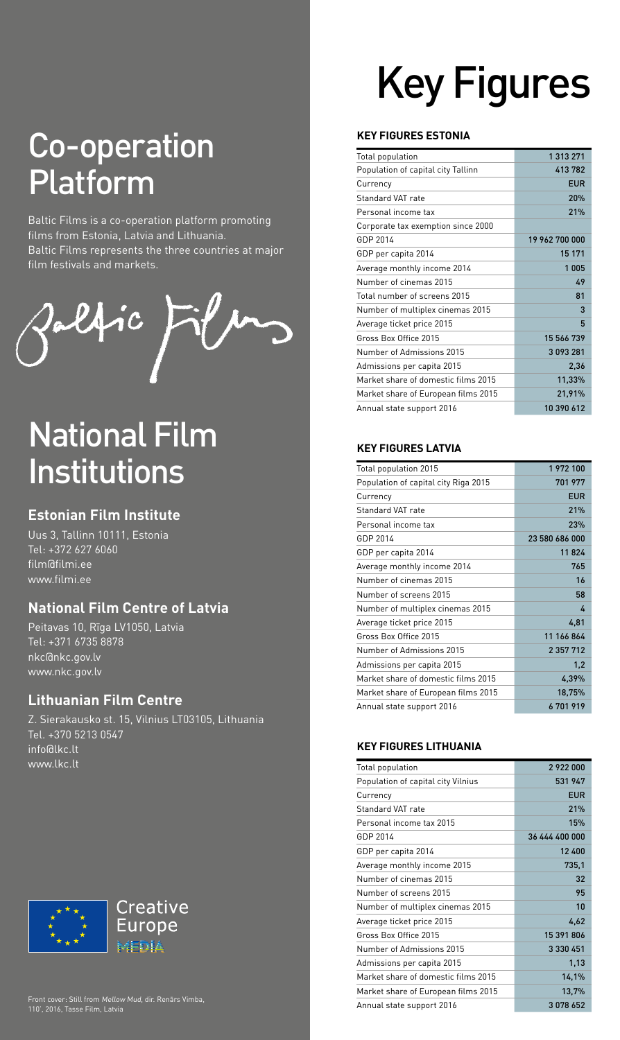# Co-operation Platform

Baltic Films is a co-operation platform promoting films from Estonia, Latvia and Lithuania.
Baltic Films represents the three countries at major film festivals and markets.

# National Film Institutions

## Estonian Film Institute

Uus 3, Tallinn 10111, Estonia
Tel: +372 627 6060
film@filmi.ee
www.filmi.ee

## National Film Centre of Latvia

Peitavas 10, Rīga LV1050, Latvia
Tel: +371 6735 8878
nkc@nkc.gov.lv
www.nkc.gov.lv

## Lithuanian Film Centre

Z. Sierakausko st. 15, Vilnius LT03105, Lithuania
Tel. +370 5213 0547
info@lkc.lt
www.lkc.lt

Creative Europe MEDIA

Front cover: Still from *Mellow Mud*, dir. Renārs Vimba, 110', 2016, Tasse Film, Latvia

# Key Figures

### KEY FIGURES ESTONIA

| | |
|---|---|
| Total population | 1 313 271 |
| Population of capital city Tallinn | 413 782 |
| Currency | EUR |
| Standard VAT rate | 20% |
| Personal income tax | 21% |
| Corporate tax exemption since 2000 | |
| GDP 2014 | 19 962 700 000 |
| GDP per capita 2014 | 15 171 |
| Average monthly income 2014 | 1 005 |
| Number of cinemas 2015 | 49 |
| Total number of screens 2015 | 81 |
| Number of multiplex cinemas 2015 | 3 |
| Average ticket price 2015 | 5 |
| Gross Box Office 2015 | 15 566 739 |
| Number of Admissions 2015 | 3 093 281 |
| Admissions per capita 2015 | 2,36 |
| Market share of domestic films 2015 | 11,33% |
| Market share of European films 2015 | 21,91% |
| Annual state support 2016 | 10 390 612 |

### KEY FIGURES LATVIA

| | |
|---|---|
| Total population 2015 | 1 972 100 |
| Population of capital city Riga 2015 | 701 977 |
| Currency | EUR |
| Standard VAT rate | 21% |
| Personal income tax | 23% |
| GDP 2014 | 23 580 686 000 |
| GDP per capita 2014 | 11 824 |
| Average monthly income 2014 | 765 |
| Number of cinemas 2015 | 16 |
| Number of screens 2015 | 58 |
| Number of multiplex cinemas 2015 | 4 |
| Average ticket price 2015 | 4,81 |
| Gross Box Office 2015 | 11 166 864 |
| Number of Admissions 2015 | 2 357 712 |
| Admissions per capita 2015 | 1,2 |
| Market share of domestic films 2015 | 4,39% |
| Market share of European films 2015 | 18,75% |
| Annual state support 2016 | 6 701 919 |

### KEY FIGURES LITHUANIA

| | |
|---|---|
| Total population | 2 922 000 |
| Population of capital city Vilnius | 531 947 |
| Currency | EUR |
| Standard VAT rate | 21% |
| Personal income tax 2015 | 15% |
| GDP 2014 | 36 444 400 000 |
| GDP per capita 2014 | 12 400 |
| Average monthly income 2015 | 735,1 |
| Number of cinemas 2015 | 32 |
| Number of screens 2015 | 95 |
| Number of multiplex cinemas 2015 | 10 |
| Average ticket price 2015 | 4,62 |
| Gross Box Office 2015 | 15 391 806 |
| Number of Admissions 2015 | 3 330 451 |
| Admissions per capita 2015 | 1,13 |
| Market share of domestic films 2015 | 14,1% |
| Market share of European films 2015 | 13,7% |
| Annual state support 2016 | 3 078 652 |